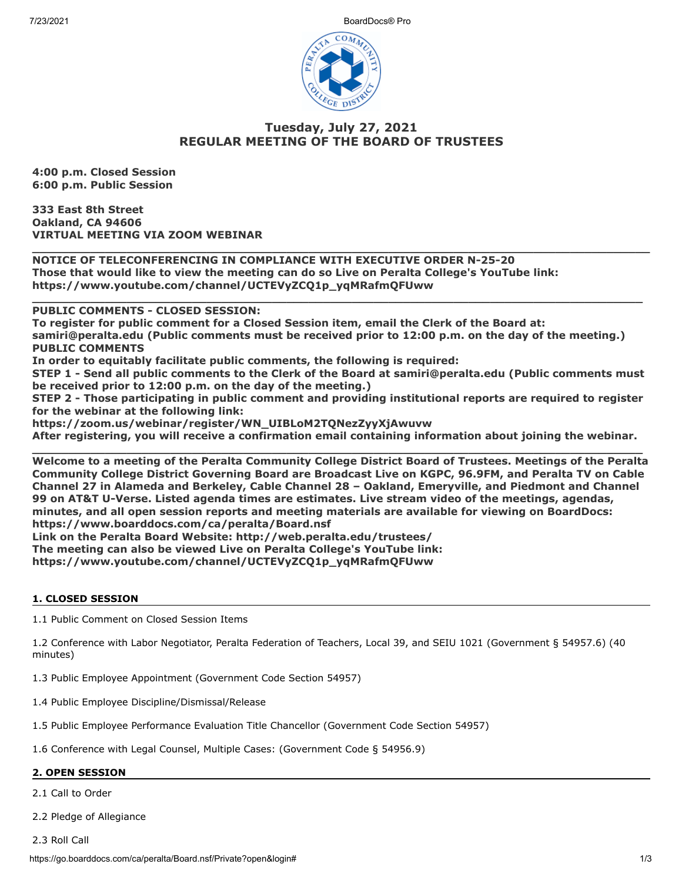# Tuesday, July 27, 2021
# REGULAR MEETING OF THE BOARD OF TRUSTEES

**4:00 p.m. Closed Session**
**6:00 p.m. Public Session**

**333 East 8th Street**
**Oakland, CA 94606**
**VIRTUAL MEETING VIA ZOOM WEBINAR**

---

**NOTICE OF TELECONFERENCING IN COMPLIANCE WITH EXECUTIVE ORDER N-25-20**
**Those that would like to view the meeting can do so Live on Peralta College's YouTube link:**
**https://www.youtube.com/channel/UCTEVyZCQ1p_yqMRafmQFUww**

---

**PUBLIC COMMENTS - CLOSED SESSION:**
**To register for public comment for a Closed Session item, email the Clerk of the Board at: samiri@peralta.edu (Public comments must be received prior to 12:00 p.m. on the day of the meeting.)**
**PUBLIC COMMENTS**
**In order to equitably facilitate public comments, the following is required:**
**STEP 1 - Send all public comments to the Clerk of the Board at samiri@peralta.edu (Public comments must be received prior to 12:00 p.m. on the day of the meeting.)**
**STEP 2 - Those participating in public comment and providing institutional reports are required to register for the webinar at the following link:**
**https://zoom.us/webinar/register/WN_UIBLoM2TQNezZyyXjAwuvw**
**After registering, you will receive a confirmation email containing information about joining the webinar.**

---

**Welcome to a meeting of the Peralta Community College District Board of Trustees. Meetings of the Peralta Community College District Governing Board are Broadcast Live on KGPC, 96.9FM, and Peralta TV on Cable Channel 27 in Alameda and Berkeley, Cable Channel 28 – Oakland, Emeryville, and Piedmont and Channel 99 on AT&T U-Verse. Listed agenda times are estimates. Live stream video of the meetings, agendas, minutes, and all open session reports and meeting materials are available for viewing on BoardDocs: https://www.boarddocs.com/ca/peralta/Board.nsf**
**Link on the Peralta Board Website: http://web.peralta.edu/trustees/**
**The meeting can also be viewed Live on Peralta College's YouTube link:**
**https://www.youtube.com/channel/UCTEVyZCQ1p_yqMRafmQFUww**

## 1. CLOSED SESSION

1.1 Public Comment on Closed Session Items

1.2 Conference with Labor Negotiator, Peralta Federation of Teachers, Local 39, and SEIU 1021 (Government § 54957.6) (40 minutes)

1.3 Public Employee Appointment (Government Code Section 54957)

1.4 Public Employee Discipline/Dismissal/Release

1.5 Public Employee Performance Evaluation Title Chancellor (Government Code Section 54957)

1.6 Conference with Legal Counsel, Multiple Cases: (Government Code § 54956.9)

## 2. OPEN SESSION

2.1 Call to Order

2.2 Pledge of Allegiance

2.3 Roll Call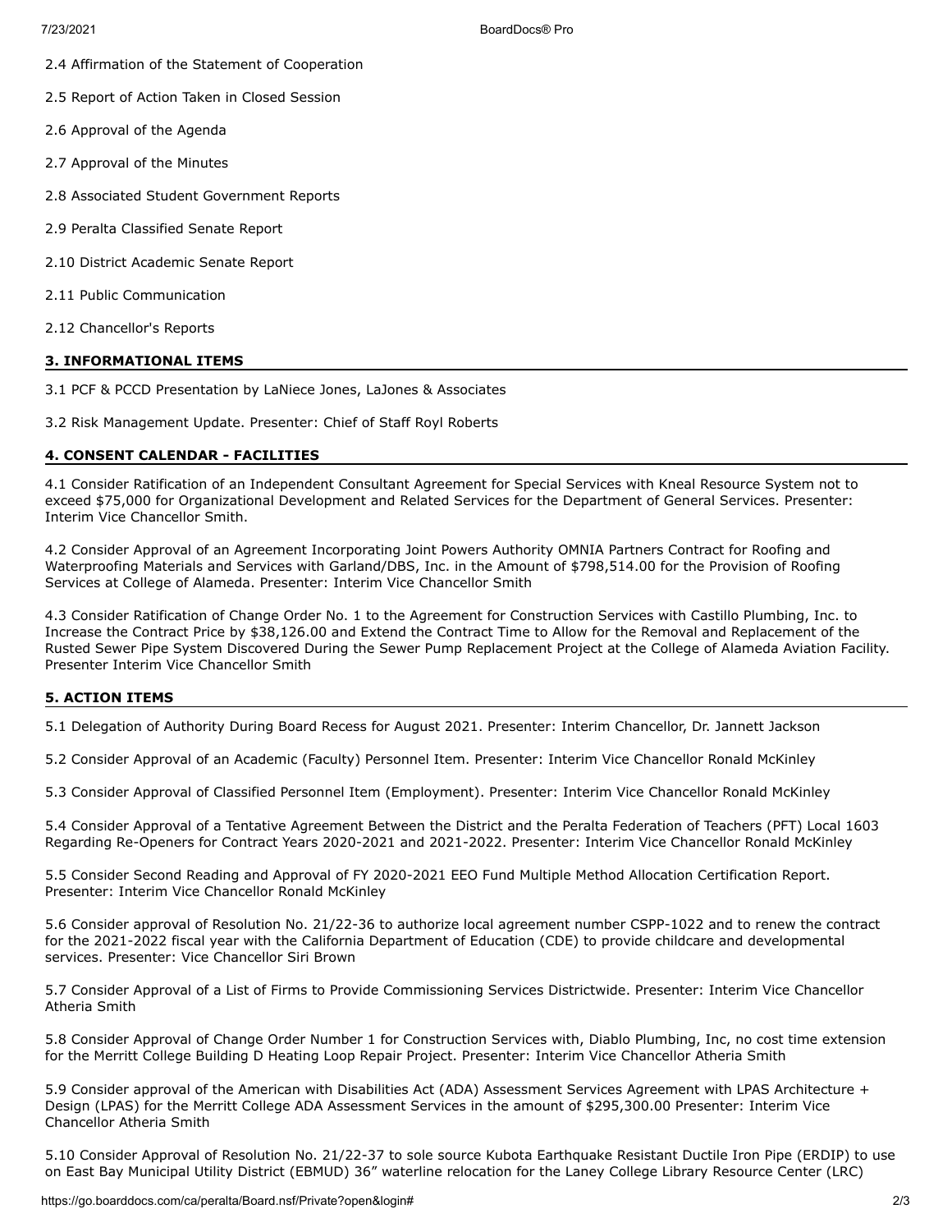2.4 Affirmation of the Statement of Cooperation

2.5 Report of Action Taken in Closed Session

2.6 Approval of the Agenda

2.7 Approval of the Minutes

2.8 Associated Student Government Reports

2.9 Peralta Classified Senate Report

2.10 District Academic Senate Report

2.11 Public Communication

2.12 Chancellor's Reports

## 3. INFORMATIONAL ITEMS

3.1 PCF & PCCD Presentation by LaNiece Jones, LaJones & Associates

3.2 Risk Management Update. Presenter: Chief of Staff Royl Roberts

## 4. CONSENT CALENDAR - FACILITIES

4.1 Consider Ratification of an Independent Consultant Agreement for Special Services with Kneal Resource System not to exceed $75,000 for Organizational Development and Related Services for the Department of General Services. Presenter: Interim Vice Chancellor Smith.

4.2 Consider Approval of an Agreement Incorporating Joint Powers Authority OMNIA Partners Contract for Roofing and Waterproofing Materials and Services with Garland/DBS, Inc. in the Amount of $798,514.00 for the Provision of Roofing Services at College of Alameda. Presenter: Interim Vice Chancellor Smith

4.3 Consider Ratification of Change Order No. 1 to the Agreement for Construction Services with Castillo Plumbing, Inc. to Increase the Contract Price by $38,126.00 and Extend the Contract Time to Allow for the Removal and Replacement of the Rusted Sewer Pipe System Discovered During the Sewer Pump Replacement Project at the College of Alameda Aviation Facility. Presenter Interim Vice Chancellor Smith

## 5. ACTION ITEMS

5.1 Delegation of Authority During Board Recess for August 2021. Presenter: Interim Chancellor, Dr. Jannett Jackson

5.2 Consider Approval of an Academic (Faculty) Personnel Item. Presenter: Interim Vice Chancellor Ronald McKinley

5.3 Consider Approval of Classified Personnel Item (Employment). Presenter: Interim Vice Chancellor Ronald McKinley

5.4 Consider Approval of a Tentative Agreement Between the District and the Peralta Federation of Teachers (PFT) Local 1603 Regarding Re-Openers for Contract Years 2020-2021 and 2021-2022. Presenter: Interim Vice Chancellor Ronald McKinley

5.5 Consider Second Reading and Approval of FY 2020-2021 EEO Fund Multiple Method Allocation Certification Report. Presenter: Interim Vice Chancellor Ronald McKinley

5.6 Consider approval of Resolution No. 21/22-36 to authorize local agreement number CSPP-1022 and to renew the contract for the 2021-2022 fiscal year with the California Department of Education (CDE) to provide childcare and developmental services. Presenter: Vice Chancellor Siri Brown

5.7 Consider Approval of a List of Firms to Provide Commissioning Services Districtwide. Presenter: Interim Vice Chancellor Atheria Smith

5.8 Consider Approval of Change Order Number 1 for Construction Services with, Diablo Plumbing, Inc, no cost time extension for the Merritt College Building D Heating Loop Repair Project. Presenter: Interim Vice Chancellor Atheria Smith

5.9 Consider approval of the American with Disabilities Act (ADA) Assessment Services Agreement with LPAS Architecture + Design (LPAS) for the Merritt College ADA Assessment Services in the amount of $295,300.00 Presenter: Interim Vice Chancellor Atheria Smith

5.10 Consider Approval of Resolution No. 21/22-37 to sole source Kubota Earthquake Resistant Ductile Iron Pipe (ERDIP) to use on East Bay Municipal Utility District (EBMUD) 36" waterline relocation for the Laney College Library Resource Center (LRC)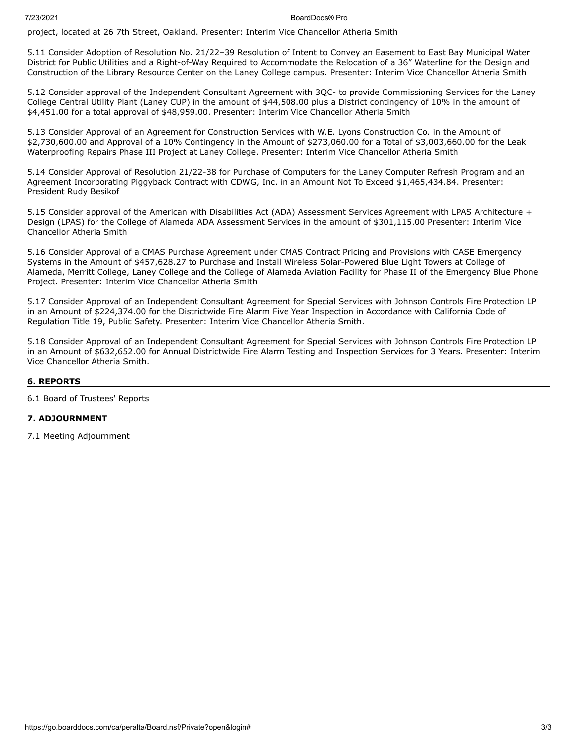project, located at 26 7th Street, Oakland. Presenter: Interim Vice Chancellor Atheria Smith

5.11 Consider Adoption of Resolution No. 21/22–39 Resolution of Intent to Convey an Easement to East Bay Municipal Water District for Public Utilities and a Right-of-Way Required to Accommodate the Relocation of a 36" Waterline for the Design and Construction of the Library Resource Center on the Laney College campus. Presenter: Interim Vice Chancellor Atheria Smith

5.12 Consider approval of the Independent Consultant Agreement with 3QC- to provide Commissioning Services for the Laney College Central Utility Plant (Laney CUP) in the amount of $44,508.00 plus a District contingency of 10% in the amount of $4,451.00 for a total approval of $48,959.00. Presenter: Interim Vice Chancellor Atheria Smith

5.13 Consider Approval of an Agreement for Construction Services with W.E. Lyons Construction Co. in the Amount of $2,730,600.00 and Approval of a 10% Contingency in the Amount of $273,060.00 for a Total of $3,003,660.00 for the Leak Waterproofing Repairs Phase III Project at Laney College. Presenter: Interim Vice Chancellor Atheria Smith

5.14 Consider Approval of Resolution 21/22-38 for Purchase of Computers for the Laney Computer Refresh Program and an Agreement Incorporating Piggyback Contract with CDWG, Inc. in an Amount Not To Exceed $1,465,434.84. Presenter: President Rudy Besikof

5.15 Consider approval of the American with Disabilities Act (ADA) Assessment Services Agreement with LPAS Architecture + Design (LPAS) for the College of Alameda ADA Assessment Services in the amount of $301,115.00 Presenter: Interim Vice Chancellor Atheria Smith

5.16 Consider Approval of a CMAS Purchase Agreement under CMAS Contract Pricing and Provisions with CASE Emergency Systems in the Amount of $457,628.27 to Purchase and Install Wireless Solar-Powered Blue Light Towers at College of Alameda, Merritt College, Laney College and the College of Alameda Aviation Facility for Phase II of the Emergency Blue Phone Project. Presenter: Interim Vice Chancellor Atheria Smith

5.17 Consider Approval of an Independent Consultant Agreement for Special Services with Johnson Controls Fire Protection LP in an Amount of $224,374.00 for the Districtwide Fire Alarm Five Year Inspection in Accordance with California Code of Regulation Title 19, Public Safety. Presenter: Interim Vice Chancellor Atheria Smith.

5.18 Consider Approval of an Independent Consultant Agreement for Special Services with Johnson Controls Fire Protection LP in an Amount of $632,652.00 for Annual Districtwide Fire Alarm Testing and Inspection Services for 3 Years. Presenter: Interim Vice Chancellor Atheria Smith.

## 6. REPORTS

6.1 Board of Trustees' Reports

## 7. ADJOURNMENT

7.1 Meeting Adjournment